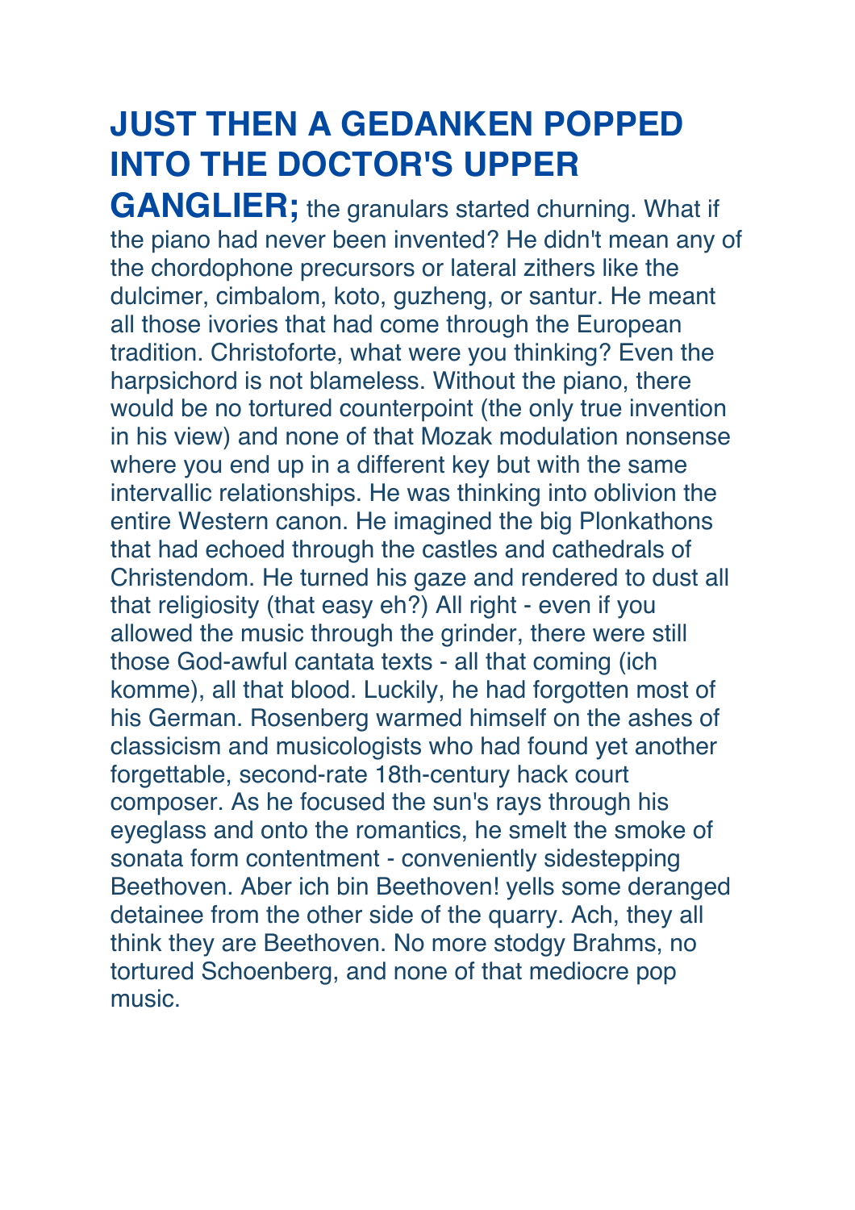**JUST THEN A GEDANKEN POPPED INTO THE DOCTOR'S UPPER GANGLIER;** the granulars started churning. What if the piano had never been invented? He didn't mean any of the chordophone precursors or lateral zithers like the dulcimer, cimbalom, koto, guzheng, or santur. He meant all those ivories that had come through the European tradition. Christoforte, what were you thinking? Even the harpsichord is not blameless. Without the piano, there would be no tortured counterpoint (the only true invention in his view) and none of that Mozak modulation nonsense where you end up in a different key but with the same intervallic relationships. He was thinking into oblivion the entire Western canon. He imagined the big Plonkathons that had echoed through the castles and cathedrals of Christendom. He turned his gaze and rendered to dust all that religiosity (that easy eh?) All right - even if you allowed the music through the grinder, there were still those God-awful cantata texts - all that coming (ich komme), all that blood. Luckily, he had forgotten most of his German. Rosenberg warmed himself on the ashes of classicism and musicologists who had found yet another forgettable, second-rate 18th-century hack court composer. As he focused the sun's rays through his eyeglass and onto the romantics, he smelt the smoke of sonata form contentment - conveniently sidestepping Beethoven. Aber ich bin Beethoven! yells some deranged detainee from the other side of the quarry. Ach, they all think they are Beethoven. No more stodgy Brahms, no tortured Schoenberg, and none of that mediocre pop music.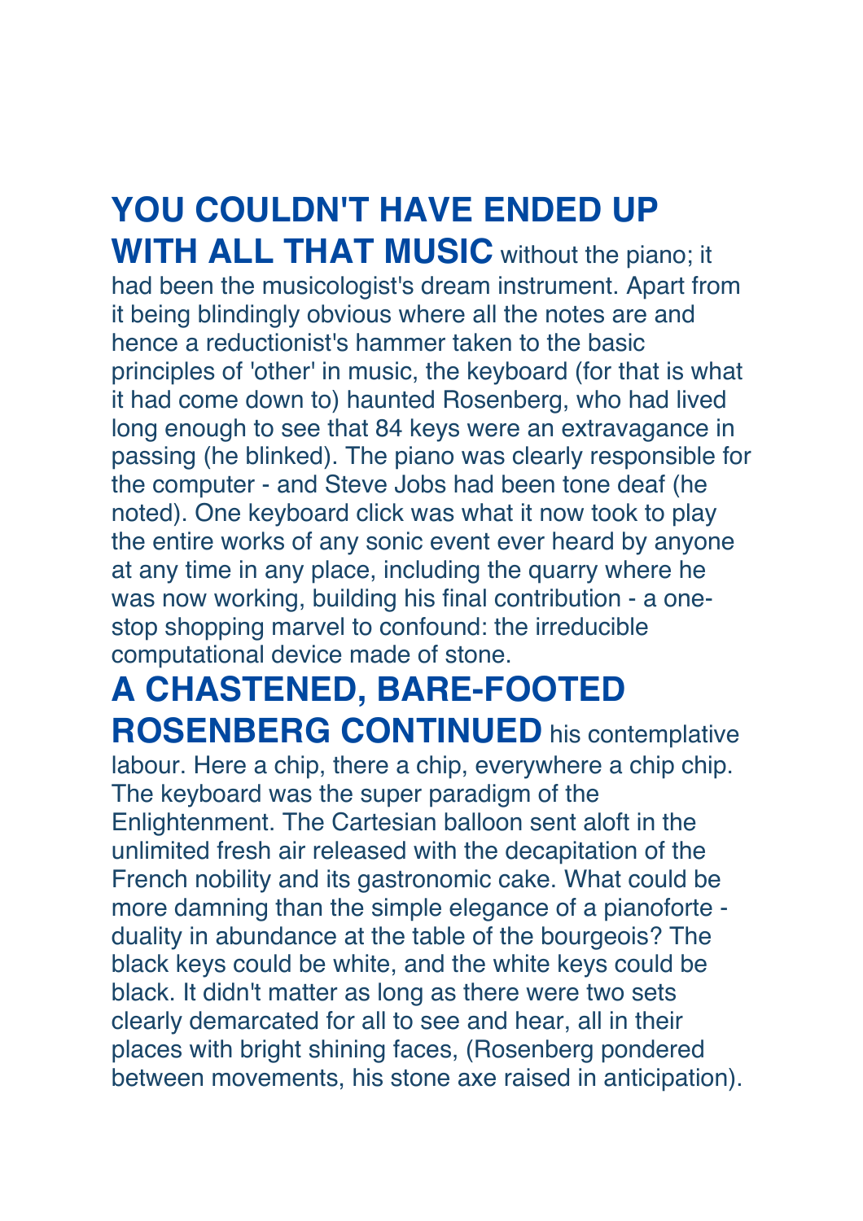**YOU COULDN'T HAVE ENDED UP WITH ALL THAT MUSIC** without the piano; it had been the musicologist's dream instrument. Apart from it being blindingly obvious where all the notes are and hence a reductionist's hammer taken to the basic principles of 'other' in music, the keyboard (for that is what it had come down to) haunted Rosenberg, who had lived long enough to see that 84 keys were an extravagance in passing (he blinked). The piano was clearly responsible for the computer - and Steve Jobs had been tone deaf (he noted). One keyboard click was what it now took to play the entire works of any sonic event ever heard by anyone at any time in any place, including the quarry where he was now working, building his final contribution - a one-stop shopping marvel to confound: the irreducible computational device made of stone.

**A CHASTENED, BARE-FOOTED ROSENBERG CONTINUED** his contemplative labour. Here a chip, there a chip, everywhere a chip chip. The keyboard was the super paradigm of the Enlightenment. The Cartesian balloon sent aloft in the unlimited fresh air released with the decapitation of the French nobility and its gastronomic cake. What could be more damning than the simple elegance of a pianoforte - duality in abundance at the table of the bourgeois? The black keys could be white, and the white keys could be black. It didn't matter as long as there were two sets clearly demarcated for all to see and hear, all in their places with bright shining faces, (Rosenberg pondered between movements, his stone axe raised in anticipation).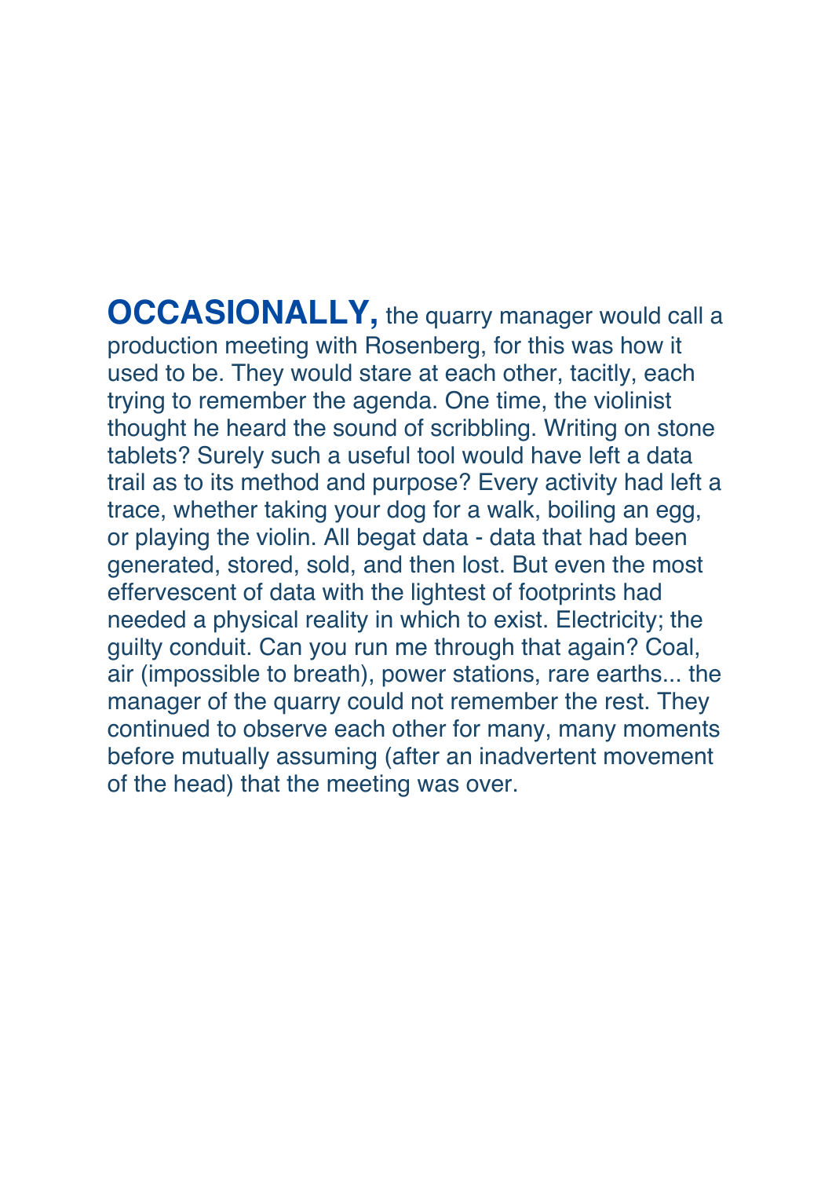**OCCASIONALLY,** the quarry manager would call a production meeting with Rosenberg, for this was how it used to be. They would stare at each other, tacitly, each trying to remember the agenda. One time, the violinist thought he heard the sound of scribbling. Writing on stone tablets? Surely such a useful tool would have left a data trail as to its method and purpose? Every activity had left a trace, whether taking your dog for a walk, boiling an egg, or playing the violin. All begat data - data that had been generated, stored, sold, and then lost. But even the most effervescent of data with the lightest of footprints had needed a physical reality in which to exist. Electricity; the guilty conduit. Can you run me through that again? Coal, air (impossible to breath), power stations, rare earths... the manager of the quarry could not remember the rest. They continued to observe each other for many, many moments before mutually assuming (after an inadvertent movement of the head) that the meeting was over.